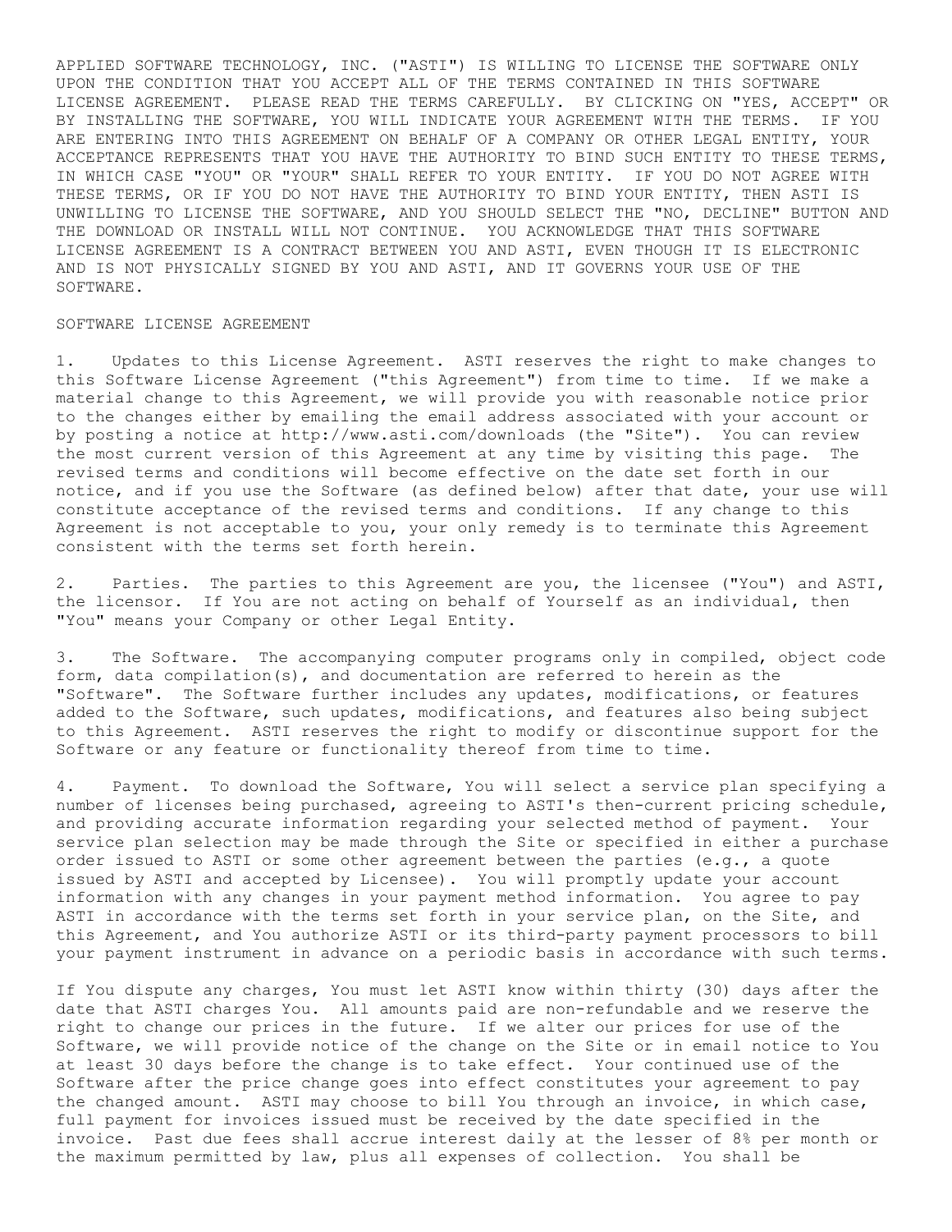APPLIED SOFTWARE TECHNOLOGY, INC. ("ASTI") IS WILLING TO LICENSE THE SOFTWARE ONLY UPON THE CONDITION THAT YOU ACCEPT ALL OF THE TERMS CONTAINED IN THIS SOFTWARE LICENSE AGREEMENT. PLEASE READ THE TERMS CAREFULLY. BY CLICKING ON "YES, ACCEPT" OR BY INSTALLING THE SOFTWARE, YOU WILL INDICATE YOUR AGREEMENT WITH THE TERMS. IF YOU ARE ENTERING INTO THIS AGREEMENT ON BEHALF OF A COMPANY OR OTHER LEGAL ENTITY, YOUR ACCEPTANCE REPRESENTS THAT YOU HAVE THE AUTHORITY TO BIND SUCH ENTITY TO THESE TERMS, IN WHICH CASE "YOU" OR "YOUR" SHALL REFER TO YOUR ENTITY. IF YOU DO NOT AGREE WITH THESE TERMS, OR IF YOU DO NOT HAVE THE AUTHORITY TO BIND YOUR ENTITY, THEN ASTI IS UNWILLING TO LICENSE THE SOFTWARE, AND YOU SHOULD SELECT THE "NO, DECLINE" BUTTON AND THE DOWNLOAD OR INSTALL WILL NOT CONTINUE. YOU ACKNOWLEDGE THAT THIS SOFTWARE LICENSE AGREEMENT IS A CONTRACT BETWEEN YOU AND ASTI, EVEN THOUGH IT IS ELECTRONIC AND IS NOT PHYSICALLY SIGNED BY YOU AND ASTI, AND IT GOVERNS YOUR USE OF THE SOFTWARE.

SOFTWARE LICENSE AGREEMENT

1. Updates to this License Agreement. ASTI reserves the right to make changes to this Software License Agreement ("this Agreement") from time to time. If we make a material change to this Agreement, we will provide you with reasonable notice prior to the changes either by emailing the email address associated with your account or by posting a notice at http://www.asti.com/downloads (the "Site"). You can review the most current version of this Agreement at any time by visiting this page. The revised terms and conditions will become effective on the date set forth in our notice, and if you use the Software (as defined below) after that date, your use will constitute acceptance of the revised terms and conditions. If any change to this Agreement is not acceptable to you, your only remedy is to terminate this Agreement consistent with the terms set forth herein.

2. Parties. The parties to this Agreement are you, the licensee ("You") and ASTI, the licensor. If You are not acting on behalf of Yourself as an individual, then "You" means your Company or other Legal Entity.

3. The Software. The accompanying computer programs only in compiled, object code form, data compilation(s), and documentation are referred to herein as the "Software". The Software further includes any updates, modifications, or features added to the Software, such updates, modifications, and features also being subject to this Agreement. ASTI reserves the right to modify or discontinue support for the Software or any feature or functionality thereof from time to time.

4. Payment. To download the Software, You will select a service plan specifying a number of licenses being purchased, agreeing to ASTI's then-current pricing schedule, and providing accurate information regarding your selected method of payment. Your service plan selection may be made through the Site or specified in either a purchase order issued to ASTI or some other agreement between the parties (e.g., a quote issued by ASTI and accepted by Licensee). You will promptly update your account information with any changes in your payment method information. You agree to pay ASTI in accordance with the terms set forth in your service plan, on the Site, and this Agreement, and You authorize ASTI or its third-party payment processors to bill your payment instrument in advance on a periodic basis in accordance with such terms.

If You dispute any charges, You must let ASTI know within thirty (30) days after the date that ASTI charges You. All amounts paid are non-refundable and we reserve the right to change our prices in the future. If we alter our prices for use of the Software, we will provide notice of the change on the Site or in email notice to You at least 30 days before the change is to take effect. Your continued use of the Software after the price change goes into effect constitutes your agreement to pay the changed amount. ASTI may choose to bill You through an invoice, in which case, full payment for invoices issued must be received by the date specified in the invoice. Past due fees shall accrue interest daily at the lesser of 8% per month or the maximum permitted by law, plus all expenses of collection. You shall be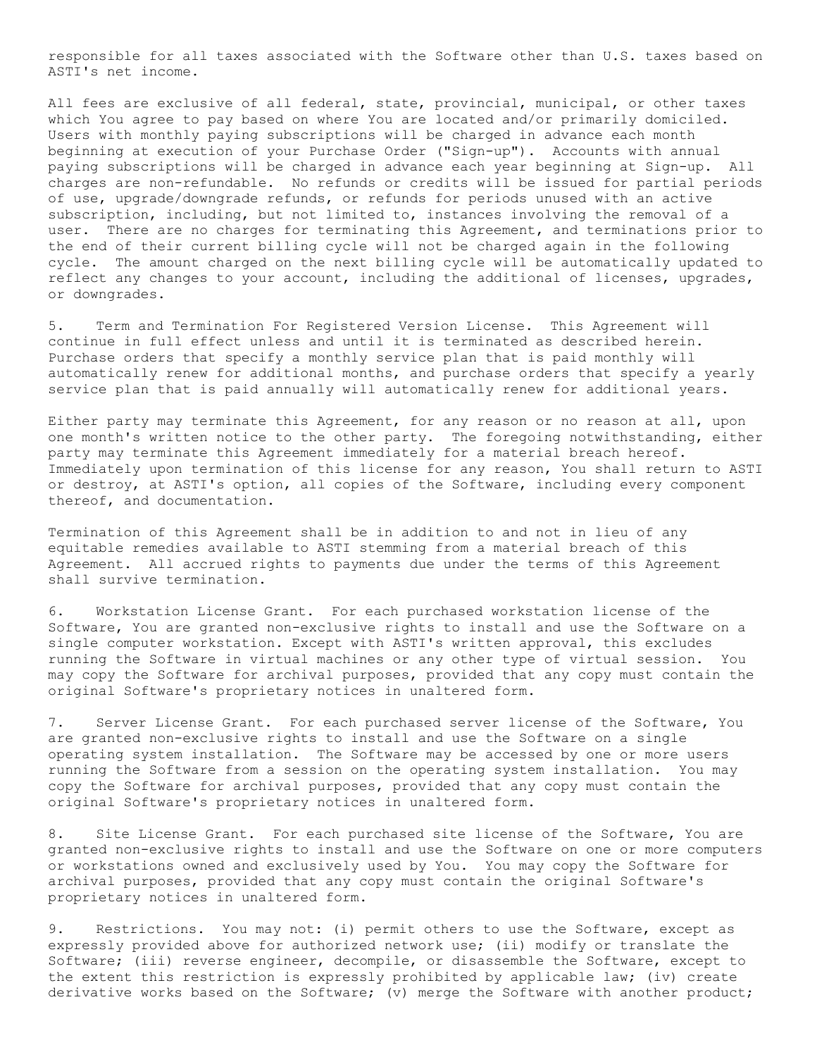responsible for all taxes associated with the Software other than U.S. taxes based on ASTI's net income.

All fees are exclusive of all federal, state, provincial, municipal, or other taxes which You agree to pay based on where You are located and/or primarily domiciled. Users with monthly paying subscriptions will be charged in advance each month beginning at execution of your Purchase Order ("Sign-up"). Accounts with annual paying subscriptions will be charged in advance each year beginning at Sign-up. All charges are non-refundable. No refunds or credits will be issued for partial periods of use, upgrade/downgrade refunds, or refunds for periods unused with an active subscription, including, but not limited to, instances involving the removal of a user. There are no charges for terminating this Agreement, and terminations prior to the end of their current billing cycle will not be charged again in the following cycle. The amount charged on the next billing cycle will be automatically updated to reflect any changes to your account, including the additional of licenses, upgrades, or downgrades.

5. Term and Termination For Registered Version License. This Agreement will continue in full effect unless and until it is terminated as described herein. Purchase orders that specify a monthly service plan that is paid monthly will automatically renew for additional months, and purchase orders that specify a yearly service plan that is paid annually will automatically renew for additional years.

Either party may terminate this Agreement, for any reason or no reason at all, upon one month's written notice to the other party. The foregoing notwithstanding, either party may terminate this Agreement immediately for a material breach hereof. Immediately upon termination of this license for any reason, You shall return to ASTI or destroy, at ASTI's option, all copies of the Software, including every component thereof, and documentation.

Termination of this Agreement shall be in addition to and not in lieu of any equitable remedies available to ASTI stemming from a material breach of this Agreement. All accrued rights to payments due under the terms of this Agreement shall survive termination.

6. Workstation License Grant. For each purchased workstation license of the Software, You are granted non-exclusive rights to install and use the Software on a single computer workstation. Except with ASTI's written approval, this excludes running the Software in virtual machines or any other type of virtual session. You may copy the Software for archival purposes, provided that any copy must contain the original Software's proprietary notices in unaltered form.

7. Server License Grant. For each purchased server license of the Software, You are granted non-exclusive rights to install and use the Software on a single operating system installation. The Software may be accessed by one or more users running the Software from a session on the operating system installation. You may copy the Software for archival purposes, provided that any copy must contain the original Software's proprietary notices in unaltered form.

8. Site License Grant. For each purchased site license of the Software, You are granted non-exclusive rights to install and use the Software on one or more computers or workstations owned and exclusively used by You. You may copy the Software for archival purposes, provided that any copy must contain the original Software's proprietary notices in unaltered form.

9. Restrictions. You may not: (i) permit others to use the Software, except as expressly provided above for authorized network use; (ii) modify or translate the Software; (iii) reverse engineer, decompile, or disassemble the Software, except to the extent this restriction is expressly prohibited by applicable law; (iv) create derivative works based on the Software; (v) merge the Software with another product;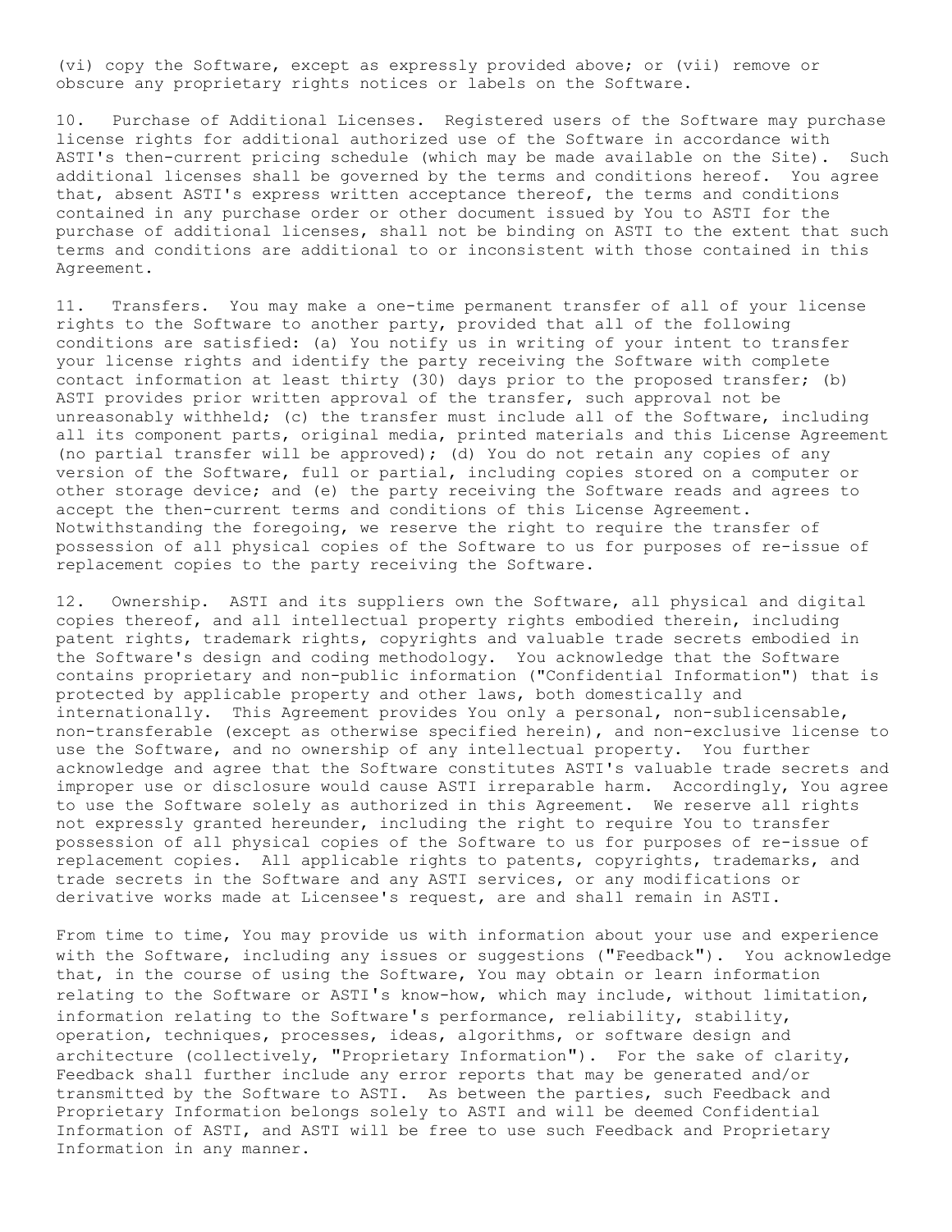(vi) copy the Software, except as expressly provided above; or (vii) remove or obscure any proprietary rights notices or labels on the Software.

10. Purchase of Additional Licenses. Registered users of the Software may purchase license rights for additional authorized use of the Software in accordance with ASTI's then-current pricing schedule (which may be made available on the Site). Such additional licenses shall be governed by the terms and conditions hereof. You agree that, absent ASTI's express written acceptance thereof, the terms and conditions contained in any purchase order or other document issued by You to ASTI for the purchase of additional licenses, shall not be binding on ASTI to the extent that such terms and conditions are additional to or inconsistent with those contained in this Agreement.

11. Transfers. You may make a one-time permanent transfer of all of your license rights to the Software to another party, provided that all of the following conditions are satisfied: (a) You notify us in writing of your intent to transfer your license rights and identify the party receiving the Software with complete contact information at least thirty (30) days prior to the proposed transfer; (b) ASTI provides prior written approval of the transfer, such approval not be unreasonably withheld; (c) the transfer must include all of the Software, including all its component parts, original media, printed materials and this License Agreement (no partial transfer will be approved); (d) You do not retain any copies of any version of the Software, full or partial, including copies stored on a computer or other storage device; and (e) the party receiving the Software reads and agrees to accept the then-current terms and conditions of this License Agreement. Notwithstanding the foregoing, we reserve the right to require the transfer of possession of all physical copies of the Software to us for purposes of re-issue of replacement copies to the party receiving the Software.

12. Ownership. ASTI and its suppliers own the Software, all physical and digital copies thereof, and all intellectual property rights embodied therein, including patent rights, trademark rights, copyrights and valuable trade secrets embodied in the Software's design and coding methodology. You acknowledge that the Software contains proprietary and non-public information ("Confidential Information") that is protected by applicable property and other laws, both domestically and internationally. This Agreement provides You only a personal, non-sublicensable, non-transferable (except as otherwise specified herein), and non-exclusive license to use the Software, and no ownership of any intellectual property. You further acknowledge and agree that the Software constitutes ASTI's valuable trade secrets and improper use or disclosure would cause ASTI irreparable harm. Accordingly, You agree to use the Software solely as authorized in this Agreement. We reserve all rights not expressly granted hereunder, including the right to require You to transfer possession of all physical copies of the Software to us for purposes of re-issue of replacement copies. All applicable rights to patents, copyrights, trademarks, and trade secrets in the Software and any ASTI services, or any modifications or derivative works made at Licensee's request, are and shall remain in ASTI.

From time to time, You may provide us with information about your use and experience with the Software, including any issues or suggestions ("Feedback"). You acknowledge that, in the course of using the Software, You may obtain or learn information relating to the Software or ASTI's know-how, which may include, without limitation, information relating to the Software's performance, reliability, stability, operation, techniques, processes, ideas, algorithms, or software design and architecture (collectively, "Proprietary Information"). For the sake of clarity, Feedback shall further include any error reports that may be generated and/or transmitted by the Software to ASTI. As between the parties, such Feedback and Proprietary Information belongs solely to ASTI and will be deemed Confidential Information of ASTI, and ASTI will be free to use such Feedback and Proprietary Information in any manner.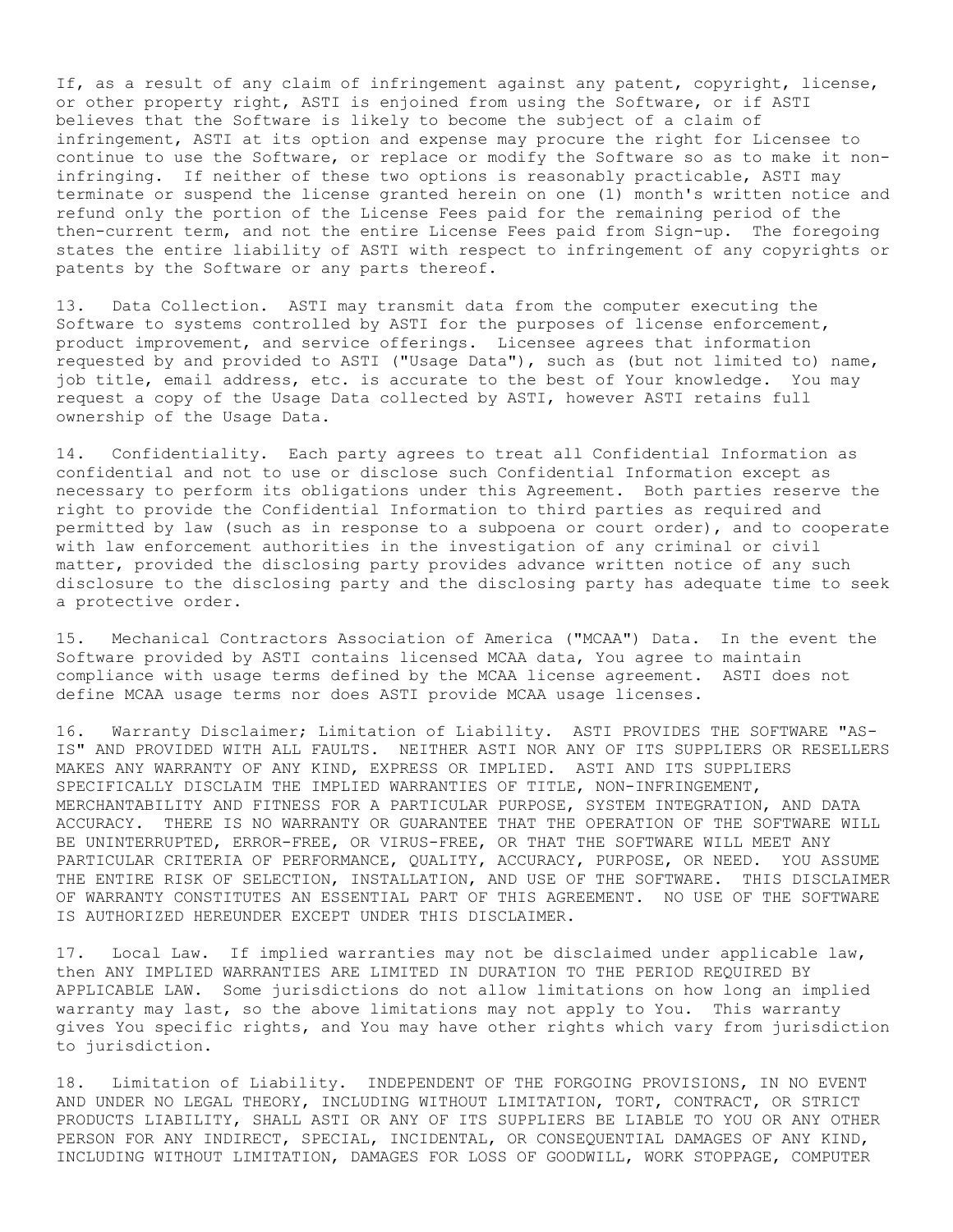If, as a result of any claim of infringement against any patent, copyright, license, or other property right, ASTI is enjoined from using the Software, or if ASTI believes that the Software is likely to become the subject of a claim of infringement, ASTI at its option and expense may procure the right for Licensee to continue to use the Software, or replace or modify the Software so as to make it non-infringing. If neither of these two options is reasonably practicable, ASTI may terminate or suspend the license granted herein on one (1) month's written notice and refund only the portion of the License Fees paid for the remaining period of the then-current term, and not the entire License Fees paid from Sign-up. The foregoing states the entire liability of ASTI with respect to infringement of any copyrights or patents by the Software or any parts thereof.

13. Data Collection. ASTI may transmit data from the computer executing the Software to systems controlled by ASTI for the purposes of license enforcement, product improvement, and service offerings. Licensee agrees that information requested by and provided to ASTI ("Usage Data"), such as (but not limited to) name, job title, email address, etc. is accurate to the best of Your knowledge. You may request a copy of the Usage Data collected by ASTI, however ASTI retains full ownership of the Usage Data.

14. Confidentiality. Each party agrees to treat all Confidential Information as confidential and not to use or disclose such Confidential Information except as necessary to perform its obligations under this Agreement. Both parties reserve the right to provide the Confidential Information to third parties as required and permitted by law (such as in response to a subpoena or court order), and to cooperate with law enforcement authorities in the investigation of any criminal or civil matter, provided the disclosing party provides advance written notice of any such disclosure to the disclosing party and the disclosing party has adequate time to seek a protective order.

15. Mechanical Contractors Association of America ("MCAA") Data. In the event the Software provided by ASTI contains licensed MCAA data, You agree to maintain compliance with usage terms defined by the MCAA license agreement. ASTI does not define MCAA usage terms nor does ASTI provide MCAA usage licenses.

16. Warranty Disclaimer; Limitation of Liability. ASTI PROVIDES THE SOFTWARE "AS-IS" AND PROVIDED WITH ALL FAULTS. NEITHER ASTI NOR ANY OF ITS SUPPLIERS OR RESELLERS MAKES ANY WARRANTY OF ANY KIND, EXPRESS OR IMPLIED. ASTI AND ITS SUPPLIERS SPECIFICALLY DISCLAIM THE IMPLIED WARRANTIES OF TITLE, NON-INFRINGEMENT, MERCHANTABILITY AND FITNESS FOR A PARTICULAR PURPOSE, SYSTEM INTEGRATION, AND DATA ACCURACY. THERE IS NO WARRANTY OR GUARANTEE THAT THE OPERATION OF THE SOFTWARE WILL BE UNINTERRUPTED, ERROR-FREE, OR VIRUS-FREE, OR THAT THE SOFTWARE WILL MEET ANY PARTICULAR CRITERIA OF PERFORMANCE, QUALITY, ACCURACY, PURPOSE, OR NEED. YOU ASSUME THE ENTIRE RISK OF SELECTION, INSTALLATION, AND USE OF THE SOFTWARE. THIS DISCLAIMER OF WARRANTY CONSTITUTES AN ESSENTIAL PART OF THIS AGREEMENT. NO USE OF THE SOFTWARE IS AUTHORIZED HEREUNDER EXCEPT UNDER THIS DISCLAIMER.

17. Local Law. If implied warranties may not be disclaimed under applicable law, then ANY IMPLIED WARRANTIES ARE LIMITED IN DURATION TO THE PERIOD REQUIRED BY APPLICABLE LAW. Some jurisdictions do not allow limitations on how long an implied warranty may last, so the above limitations may not apply to You. This warranty gives You specific rights, and You may have other rights which vary from jurisdiction to jurisdiction.

18. Limitation of Liability. INDEPENDENT OF THE FORGOING PROVISIONS, IN NO EVENT AND UNDER NO LEGAL THEORY, INCLUDING WITHOUT LIMITATION, TORT, CONTRACT, OR STRICT PRODUCTS LIABILITY, SHALL ASTI OR ANY OF ITS SUPPLIERS BE LIABLE TO YOU OR ANY OTHER PERSON FOR ANY INDIRECT, SPECIAL, INCIDENTAL, OR CONSEQUENTIAL DAMAGES OF ANY KIND, INCLUDING WITHOUT LIMITATION, DAMAGES FOR LOSS OF GOODWILL, WORK STOPPAGE, COMPUTER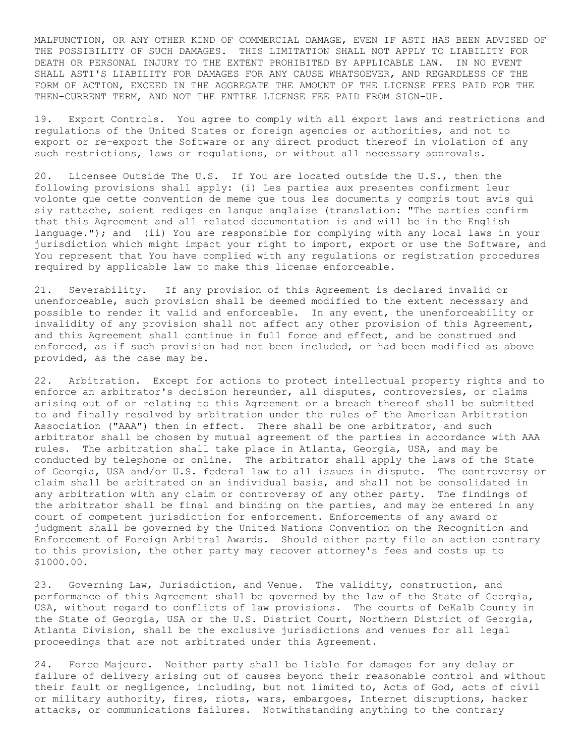MALFUNCTION, OR ANY OTHER KIND OF COMMERCIAL DAMAGE, EVEN IF ASTI HAS BEEN ADVISED OF THE POSSIBILITY OF SUCH DAMAGES. THIS LIMITATION SHALL NOT APPLY TO LIABILITY FOR DEATH OR PERSONAL INJURY TO THE EXTENT PROHIBITED BY APPLICABLE LAW. IN NO EVENT SHALL ASTI'S LIABILITY FOR DAMAGES FOR ANY CAUSE WHATSOEVER, AND REGARDLESS OF THE FORM OF ACTION, EXCEED IN THE AGGREGATE THE AMOUNT OF THE LICENSE FEES PAID FOR THE THEN-CURRENT TERM, AND NOT THE ENTIRE LICENSE FEE PAID FROM SIGN-UP.

19. Export Controls. You agree to comply with all export laws and restrictions and regulations of the United States or foreign agencies or authorities, and not to export or re-export the Software or any direct product thereof in violation of any such restrictions, laws or regulations, or without all necessary approvals.

20. Licensee Outside The U.S. If You are located outside the U.S., then the following provisions shall apply: (i) Les parties aux presentes confirment leur volonte que cette convention de meme que tous les documents y compris tout avis qui siy rattache, soient rediges en langue anglaise (translation: "The parties confirm that this Agreement and all related documentation is and will be in the English language."); and (ii) You are responsible for complying with any local laws in your jurisdiction which might impact your right to import, export or use the Software, and You represent that You have complied with any regulations or registration procedures required by applicable law to make this license enforceable.

21. Severability. If any provision of this Agreement is declared invalid or unenforceable, such provision shall be deemed modified to the extent necessary and possible to render it valid and enforceable. In any event, the unenforceability or invalidity of any provision shall not affect any other provision of this Agreement, and this Agreement shall continue in full force and effect, and be construed and enforced, as if such provision had not been included, or had been modified as above provided, as the case may be.

22. Arbitration. Except for actions to protect intellectual property rights and to enforce an arbitrator's decision hereunder, all disputes, controversies, or claims arising out of or relating to this Agreement or a breach thereof shall be submitted to and finally resolved by arbitration under the rules of the American Arbitration Association ("AAA") then in effect. There shall be one arbitrator, and such arbitrator shall be chosen by mutual agreement of the parties in accordance with AAA rules. The arbitration shall take place in Atlanta, Georgia, USA, and may be conducted by telephone or online. The arbitrator shall apply the laws of the State of Georgia, USA and/or U.S. federal law to all issues in dispute. The controversy or claim shall be arbitrated on an individual basis, and shall not be consolidated in any arbitration with any claim or controversy of any other party. The findings of the arbitrator shall be final and binding on the parties, and may be entered in any court of competent jurisdiction for enforcement. Enforcements of any award or judgment shall be governed by the United Nations Convention on the Recognition and Enforcement of Foreign Arbitral Awards. Should either party file an action contrary to this provision, the other party may recover attorney's fees and costs up to $1000.00.

23. Governing Law, Jurisdiction, and Venue. The validity, construction, and performance of this Agreement shall be governed by the law of the State of Georgia, USA, without regard to conflicts of law provisions. The courts of DeKalb County in the State of Georgia, USA or the U.S. District Court, Northern District of Georgia, Atlanta Division, shall be the exclusive jurisdictions and venues for all legal proceedings that are not arbitrated under this Agreement.

24. Force Majeure. Neither party shall be liable for damages for any delay or failure of delivery arising out of causes beyond their reasonable control and without their fault or negligence, including, but not limited to, Acts of God, acts of civil or military authority, fires, riots, wars, embargoes, Internet disruptions, hacker attacks, or communications failures. Notwithstanding anything to the contrary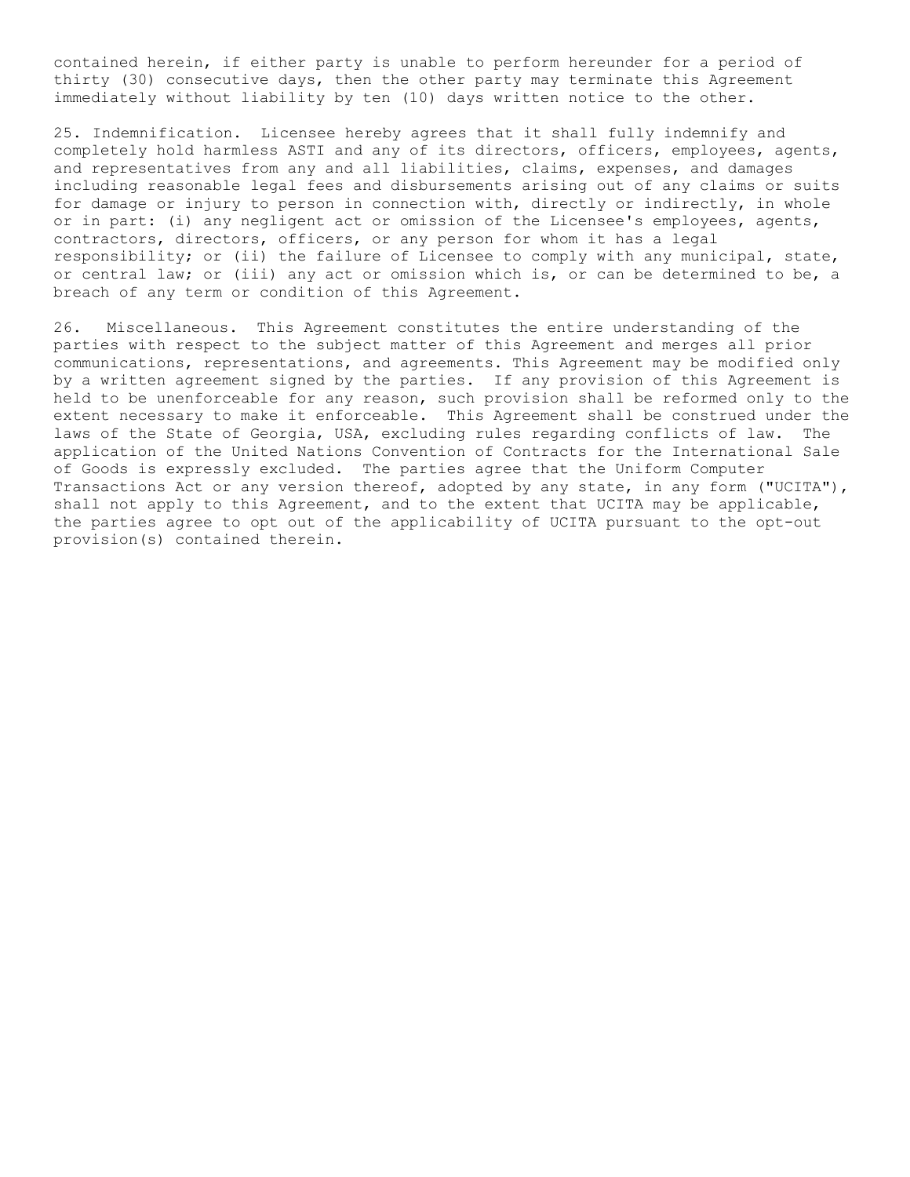contained herein, if either party is unable to perform hereunder for a period of thirty (30) consecutive days, then the other party may terminate this Agreement immediately without liability by ten (10) days written notice to the other.

25. Indemnification. Licensee hereby agrees that it shall fully indemnify and completely hold harmless ASTI and any of its directors, officers, employees, agents, and representatives from any and all liabilities, claims, expenses, and damages including reasonable legal fees and disbursements arising out of any claims or suits for damage or injury to person in connection with, directly or indirectly, in whole or in part: (i) any negligent act or omission of the Licensee's employees, agents, contractors, directors, officers, or any person for whom it has a legal responsibility; or (ii) the failure of Licensee to comply with any municipal, state, or central law; or (iii) any act or omission which is, or can be determined to be, a breach of any term or condition of this Agreement.

26. Miscellaneous. This Agreement constitutes the entire understanding of the parties with respect to the subject matter of this Agreement and merges all prior communications, representations, and agreements. This Agreement may be modified only by a written agreement signed by the parties. If any provision of this Agreement is held to be unenforceable for any reason, such provision shall be reformed only to the extent necessary to make it enforceable. This Agreement shall be construed under the laws of the State of Georgia, USA, excluding rules regarding conflicts of law. The application of the United Nations Convention of Contracts for the International Sale of Goods is expressly excluded. The parties agree that the Uniform Computer Transactions Act or any version thereof, adopted by any state, in any form ("UCITA"), shall not apply to this Agreement, and to the extent that UCITA may be applicable, the parties agree to opt out of the applicability of UCITA pursuant to the opt-out provision(s) contained therein.